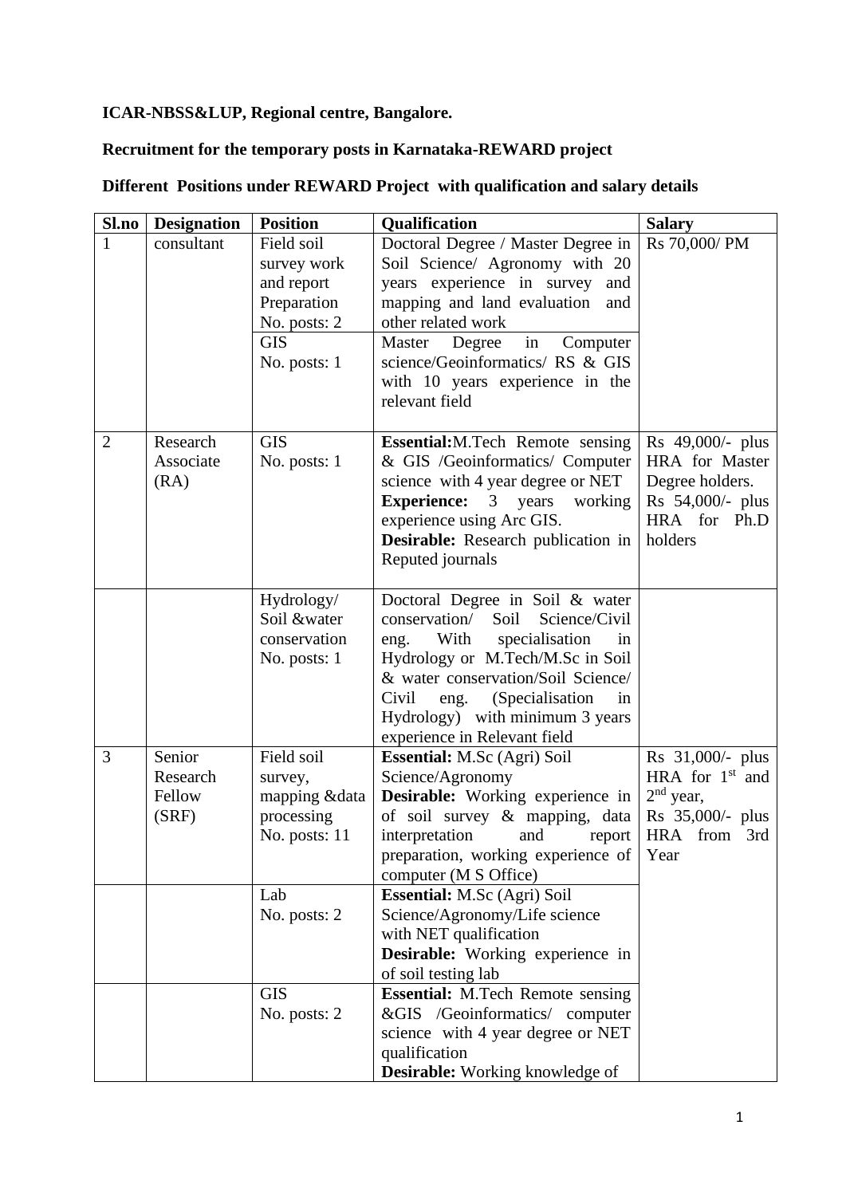**ICAR-NBSS&LUP, Regional centre, Bangalore.**

**Recruitment for the temporary posts in Karnataka-REWARD project**

**Different Positions under REWARD Project with qualification and salary details**

| Sl.no | Designation | Position | Qualification | Salary |
|---|---|---|---|---|
| 1 | consultant | Field soil survey work and report Preparation No. posts: 2 | Doctoral Degree / Master Degree in Soil Science/ Agronomy with 20 years experience in survey and mapping and land evaluation and other related work | Rs 70,000/ PM |
| | | GIS No. posts: 1 | Master Degree in Computer science/Geoinformatics/ RS & GIS with 10 years experience in the relevant field | |
| 2 | Research Associate (RA) | GIS No. posts: 1 | **Essential:** M.Tech Remote sensing & GIS /Geoinformatics/ Computer science with 4 year degree or NET **Experience:** 3 years working experience using Arc GIS. **Desirable:** Research publication in Reputed journals | Rs 49,000/- plus HRA for Master Degree holders. Rs 54,000/- plus HRA for Ph.D holders |
| | | Hydrology/ Soil &water conservation No. posts: 1 | Doctoral Degree in Soil & water conservation/ Soil Science/Civil eng. With specialisation in Hydrology or M.Tech/M.Sc in Soil & water conservation/Soil Science/ Civil eng. (Specialisation in Hydrology) with minimum 3 years experience in Relevant field | |
| 3 | Senior Research Fellow (SRF) | Field soil survey, mapping &data processing No. posts: 11 | **Essential:** M.Sc (Agri) Soil Science/Agronomy **Desirable:** Working experience in of soil survey & mapping, data interpretation and report preparation, working experience of computer (M S Office) | Rs 31,000/- plus HRA for 1st and 2nd year, Rs 35,000/- plus HRA from 3rd Year |
| | | Lab No. posts: 2 | **Essential:** M.Sc (Agri) Soil Science/Agronomy/Life science with NET qualification **Desirable:** Working experience in of soil testing lab | |
| | | GIS No. posts: 2 | **Essential:** M.Tech Remote sensing &GIS /Geoinformatics/ computer science with 4 year degree or NET qualification **Desirable:** Working knowledge of | |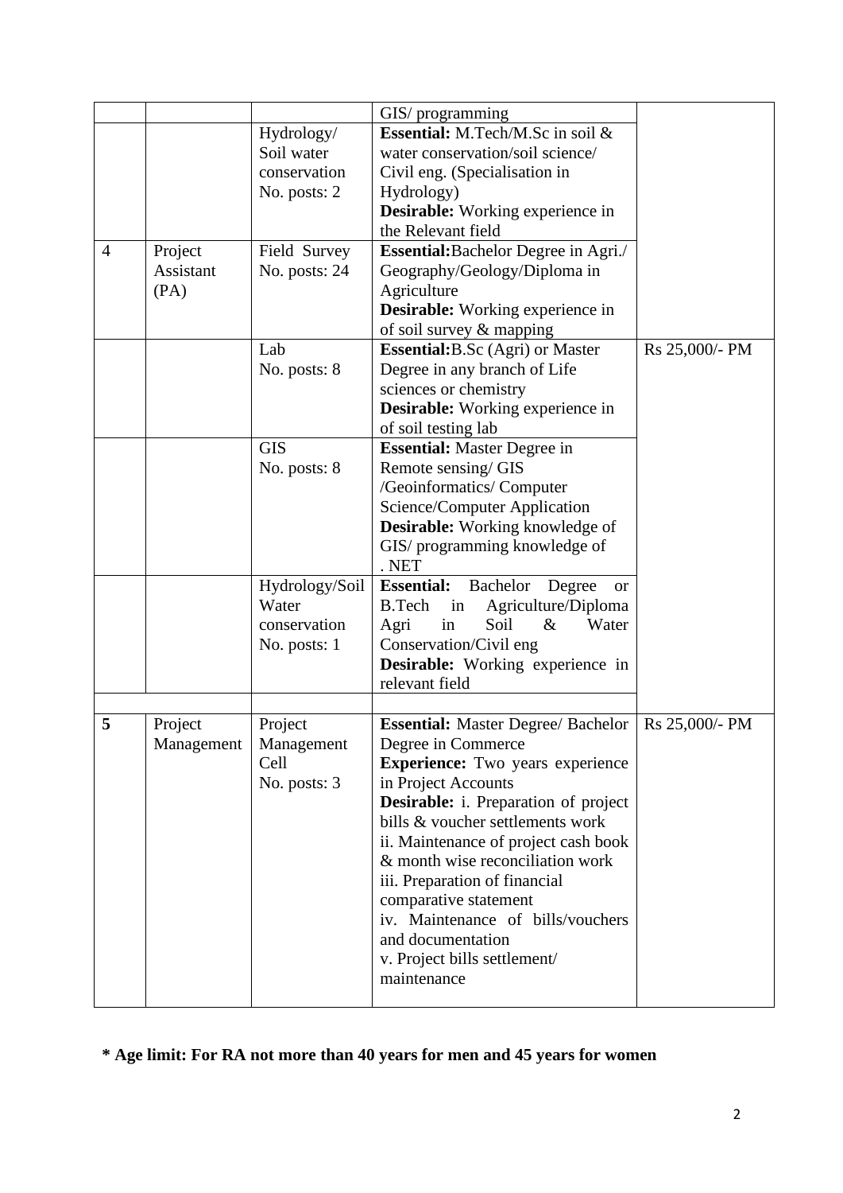| | | | | |
|---|---|---|---|---|
| | | | GIS/ programming | |
| | | Hydrology/ Soil water conservation No. posts: 2 | **Essential:** M.Tech/M.Sc in soil & water conservation/soil science/ Civil eng. (Specialisation in Hydrology) **Desirable:** Working experience in the Relevant field | |
| 4 | Project Assistant (PA) | Field Survey No. posts: 24 | **Essential:** Bachelor Degree in Agri./ Geography/Geology/Diploma in Agriculture **Desirable:** Working experience in of soil survey & mapping | |
| | | Lab No. posts: 8 | **Essential:** B.Sc (Agri) or Master Degree in any branch of Life sciences or chemistry **Desirable:** Working experience in of soil testing lab | Rs 25,000/- PM |
| | | GIS No. posts: 8 | **Essential:** Master Degree in Remote sensing/ GIS /Geoinformatics/ Computer Science/Computer Application **Desirable:** Working knowledge of GIS/ programming knowledge of . NET | |
| | | Hydrology/Soil Water conservation No. posts: 1 | **Essential:** Bachelor Degree or B.Tech in Agriculture/Diploma Agri in Soil & Water Conservation/Civil eng **Desirable:** Working experience in relevant field | |
| | | | | |
| **5** | Project Management | Project Management Cell No. posts: 3 | **Essential:** Master Degree/ Bachelor Degree in Commerce **Experience:** Two years experience in Project Accounts **Desirable:** i. Preparation of project bills & voucher settlements work ii. Maintenance of project cash book & month wise reconciliation work iii. Preparation of financial comparative statement iv. Maintenance of bills/vouchers and documentation v. Project bills settlement/ maintenance | Rs 25,000/- PM |

**\* Age limit: For RA not more than 40 years for men and 45 years for women**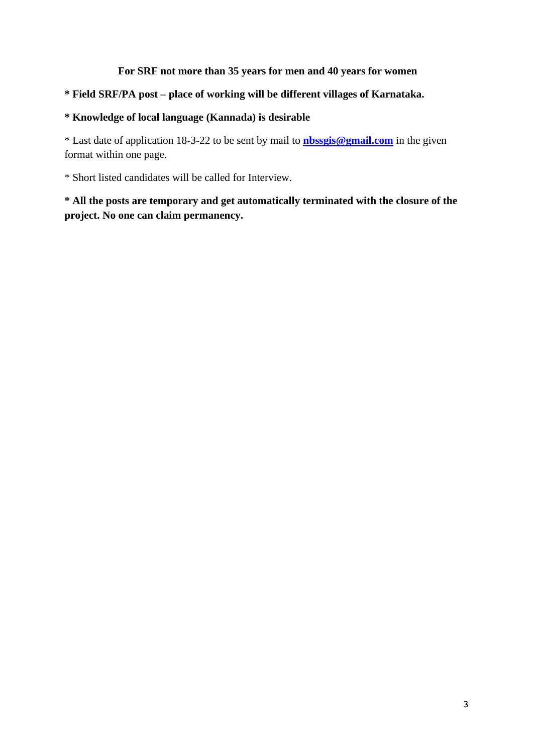**For SRF not more than 35 years for men and 40 years for women**

**\* Field SRF/PA post – place of working will be different villages of Karnataka.**

**\* Knowledge of local language (Kannada) is desirable**

\* Last date of application 18-3-22 to be sent by mail to **nbssgis@gmail.com** in the given format within one page.

\* Short listed candidates will be called for Interview.

**\* All the posts are temporary and get automatically terminated with the closure of the project. No one can claim permanency.**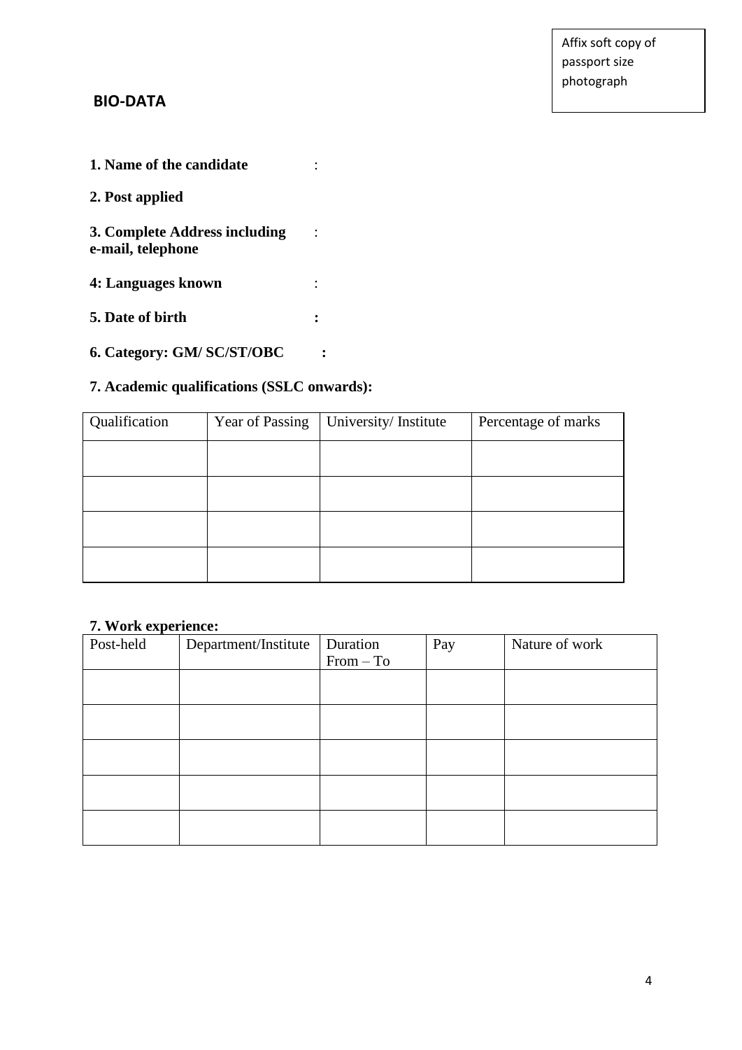Affix soft copy of passport size photograph

## BIO-DATA

**1. Name of the candidate** :

**2. Post applied**

**3. Complete Address including e-mail, telephone** :

**4: Languages known** :

**5. Date of birth** :

**6. Category: GM/ SC/ST/OBC** :

**7. Academic qualifications (SSLC onwards):**

| Qualification | Year of Passing | University/ Institute | Percentage of marks |
|---|---|---|---|
| | | | |
| | | | |
| | | | |
| | | | |

**7. Work experience:**

| Post-held | Department/Institute | Duration From – To | Pay | Nature of work |
|---|---|---|---|---|
| | | | | |
| | | | | |
| | | | | |
| | | | | |
| | | | | |